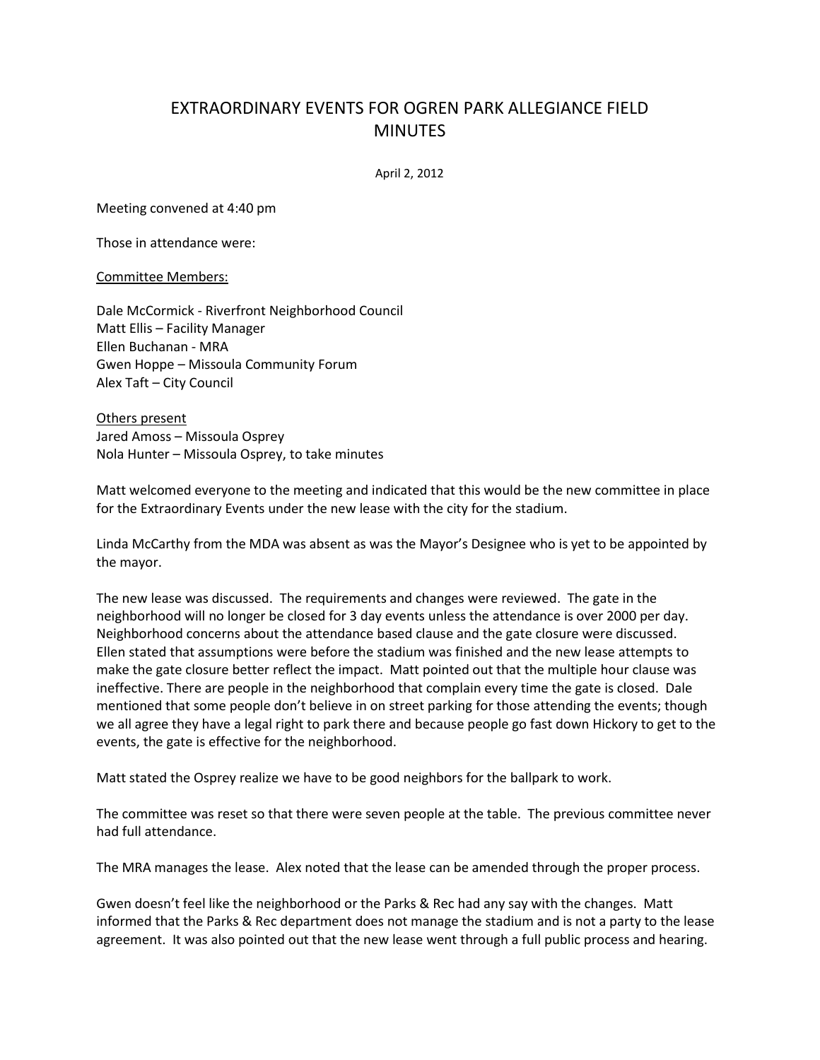# EXTRAORDINARY EVENTS FOR OGREN PARK ALLEGIANCE FIELD MINUTES

April 2, 2012

Meeting convened at 4:40 pm

Those in attendance were:

<u>Committee Members:</u>

Dale McCormick - Riverfront Neighborhood Council  
Matt Ellis – Facility Manager  
Ellen Buchanan - MRA  
Gwen Hoppe – Missoula Community Forum  
Alex Taft – City Council

<u>Others present</u>  
Jared Amoss – Missoula Osprey  
Nola Hunter – Missoula Osprey, to take minutes

Matt welcomed everyone to the meeting and indicated that this would be the new committee in place for the Extraordinary Events under the new lease with the city for the stadium.

Linda McCarthy from the MDA was absent as was the Mayor's Designee who is yet to be appointed by the mayor.

The new lease was discussed. The requirements and changes were reviewed. The gate in the neighborhood will no longer be closed for 3 day events unless the attendance is over 2000 per day. Neighborhood concerns about the attendance based clause and the gate closure were discussed. Ellen stated that assumptions were before the stadium was finished and the new lease attempts to make the gate closure better reflect the impact. Matt pointed out that the multiple hour clause was ineffective. There are people in the neighborhood that complain every time the gate is closed. Dale mentioned that some people don't believe in on street parking for those attending the events; though we all agree they have a legal right to park there and because people go fast down Hickory to get to the events, the gate is effective for the neighborhood.

Matt stated the Osprey realize we have to be good neighbors for the ballpark to work.

The committee was reset so that there were seven people at the table. The previous committee never had full attendance.

The MRA manages the lease. Alex noted that the lease can be amended through the proper process.

Gwen doesn't feel like the neighborhood or the Parks & Rec had any say with the changes. Matt informed that the Parks & Rec department does not manage the stadium and is not a party to the lease agreement. It was also pointed out that the new lease went through a full public process and hearing.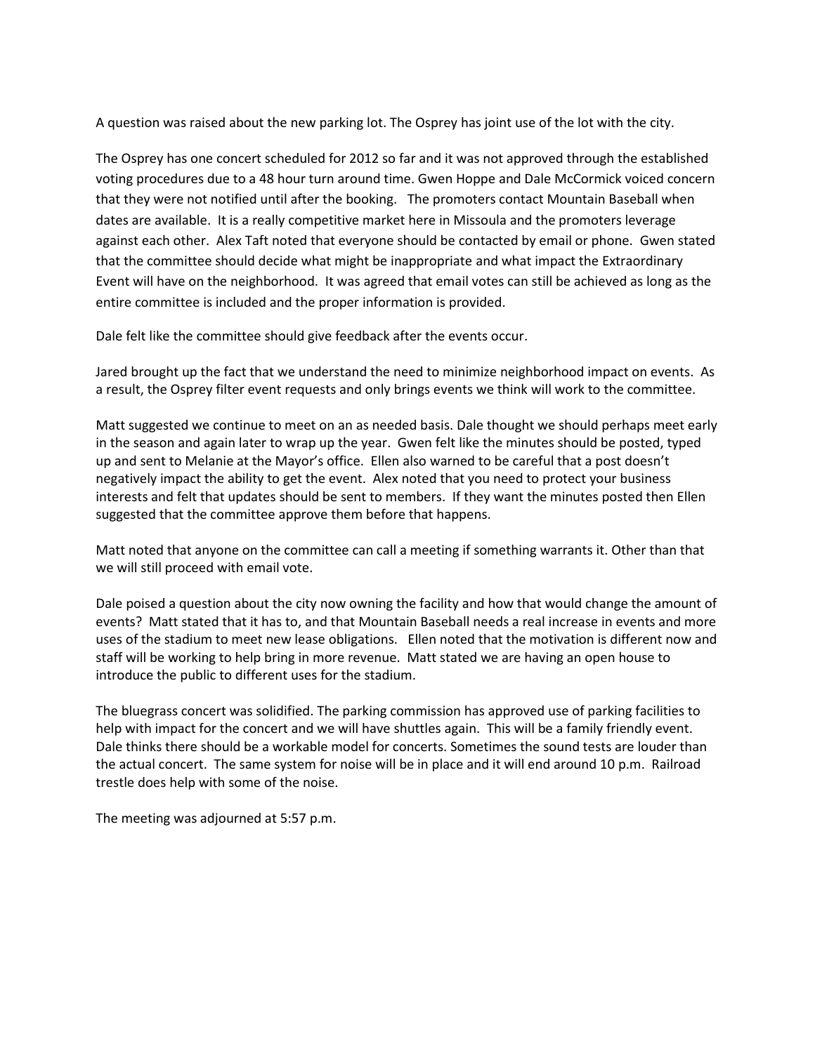A question was raised about the new parking lot. The Osprey has joint use of the lot with the city.

The Osprey has one concert scheduled for 2012 so far and it was not approved through the established voting procedures due to a 48 hour turn around time. Gwen Hoppe and Dale McCormick voiced concern that they were not notified until after the booking. The promoters contact Mountain Baseball when dates are available. It is a really competitive market here in Missoula and the promoters leverage against each other. Alex Taft noted that everyone should be contacted by email or phone. Gwen stated that the committee should decide what might be inappropriate and what impact the Extraordinary Event will have on the neighborhood. It was agreed that email votes can still be achieved as long as the entire committee is included and the proper information is provided.

Dale felt like the committee should give feedback after the events occur.

Jared brought up the fact that we understand the need to minimize neighborhood impact on events. As a result, the Osprey filter event requests and only brings events we think will work to the committee.

Matt suggested we continue to meet on an as needed basis. Dale thought we should perhaps meet early in the season and again later to wrap up the year. Gwen felt like the minutes should be posted, typed up and sent to Melanie at the Mayor's office. Ellen also warned to be careful that a post doesn't negatively impact the ability to get the event. Alex noted that you need to protect your business interests and felt that updates should be sent to members. If they want the minutes posted then Ellen suggested that the committee approve them before that happens.

Matt noted that anyone on the committee can call a meeting if something warrants it. Other than that we will still proceed with email vote.

Dale poised a question about the city now owning the facility and how that would change the amount of events? Matt stated that it has to, and that Mountain Baseball needs a real increase in events and more uses of the stadium to meet new lease obligations. Ellen noted that the motivation is different now and staff will be working to help bring in more revenue. Matt stated we are having an open house to introduce the public to different uses for the stadium.

The bluegrass concert was solidified. The parking commission has approved use of parking facilities to help with impact for the concert and we will have shuttles again. This will be a family friendly event. Dale thinks there should be a workable model for concerts. Sometimes the sound tests are louder than the actual concert. The same system for noise will be in place and it will end around 10 p.m. Railroad trestle does help with some of the noise.

The meeting was adjourned at 5:57 p.m.